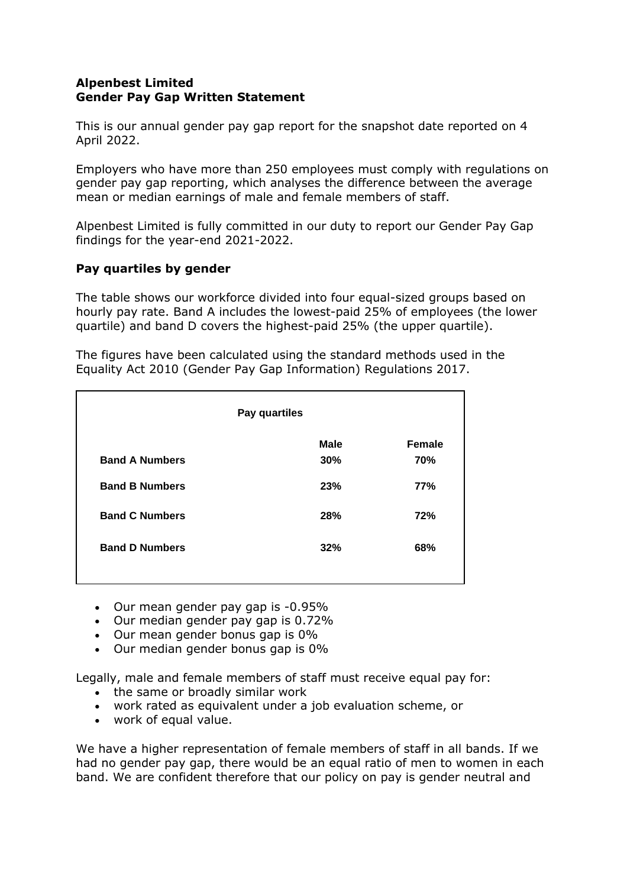**Alpenbest Limited**
**Gender Pay Gap Written Statement**

This is our annual gender pay gap report for the snapshot date reported on 4 April 2022.

Employers who have more than 250 employees must comply with regulations on gender pay gap reporting, which analyses the difference between the average mean or median earnings of male and female members of staff.

Alpenbest Limited is fully committed in our duty to report our Gender Pay Gap findings for the year-end 2021-2022.

## Pay quartiles by gender

The table shows our workforce divided into four equal-sized groups based on hourly pay rate. Band A includes the lowest-paid 25% of employees (the lower quartile) and band D covers the highest-paid 25% (the upper quartile).

The figures have been calculated using the standard methods used in the Equality Act 2010 (Gender Pay Gap Information) Regulations 2017.

| Pay quartiles | Male | Female |
|---|---|---|
| **Band A Numbers** | **30%** | **70%** |
| **Band B Numbers** | **23%** | **77%** |
| **Band C Numbers** | **28%** | **72%** |
| **Band D Numbers** | **32%** | **68%** |

- Our mean gender pay gap is -0.95%
- Our median gender pay gap is 0.72%
- Our mean gender bonus gap is 0%
- Our median gender bonus gap is 0%

Legally, male and female members of staff must receive equal pay for:

- the same or broadly similar work
- work rated as equivalent under a job evaluation scheme, or
- work of equal value.

We have a higher representation of female members of staff in all bands. If we had no gender pay gap, there would be an equal ratio of men to women in each band. We are confident therefore that our policy on pay is gender neutral and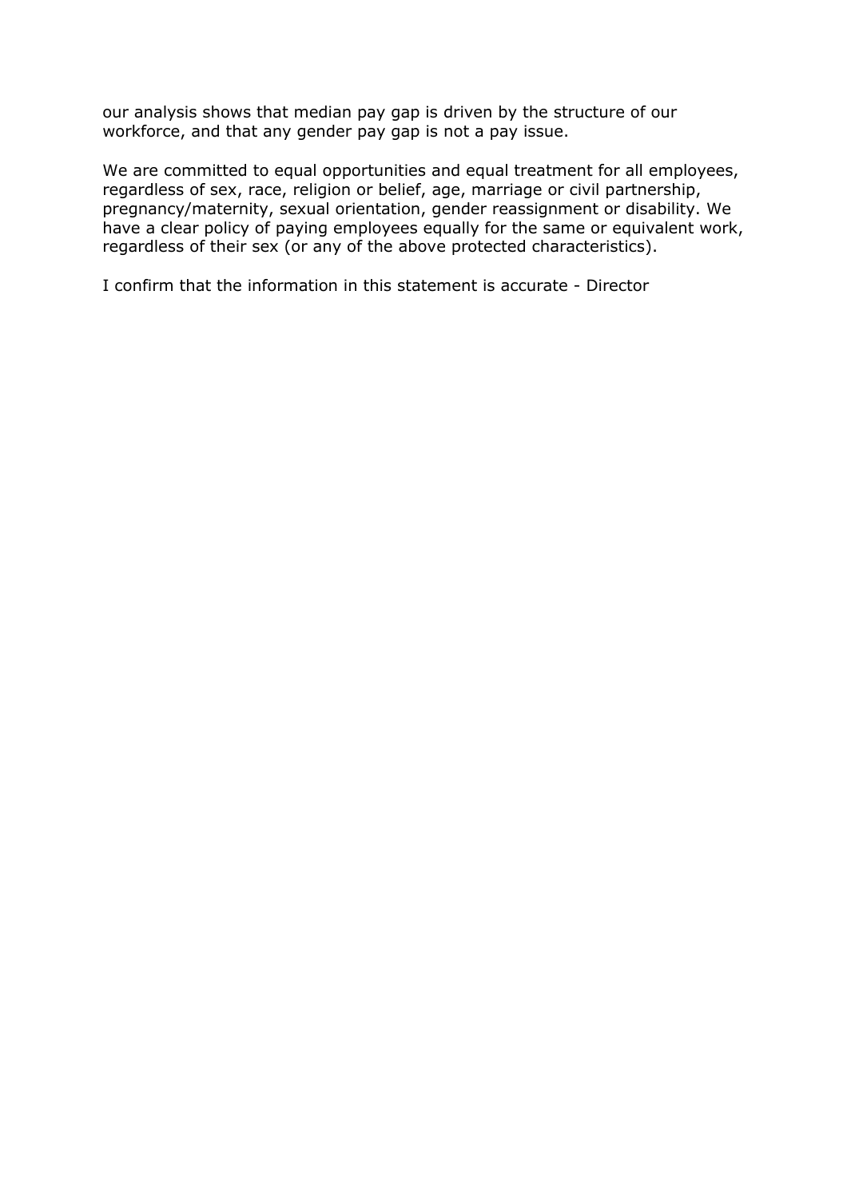our analysis shows that median pay gap is driven by the structure of our workforce, and that any gender pay gap is not a pay issue.

We are committed to equal opportunities and equal treatment for all employees, regardless of sex, race, religion or belief, age, marriage or civil partnership, pregnancy/maternity, sexual orientation, gender reassignment or disability. We have a clear policy of paying employees equally for the same or equivalent work, regardless of their sex (or any of the above protected characteristics).

I confirm that the information in this statement is accurate - Director